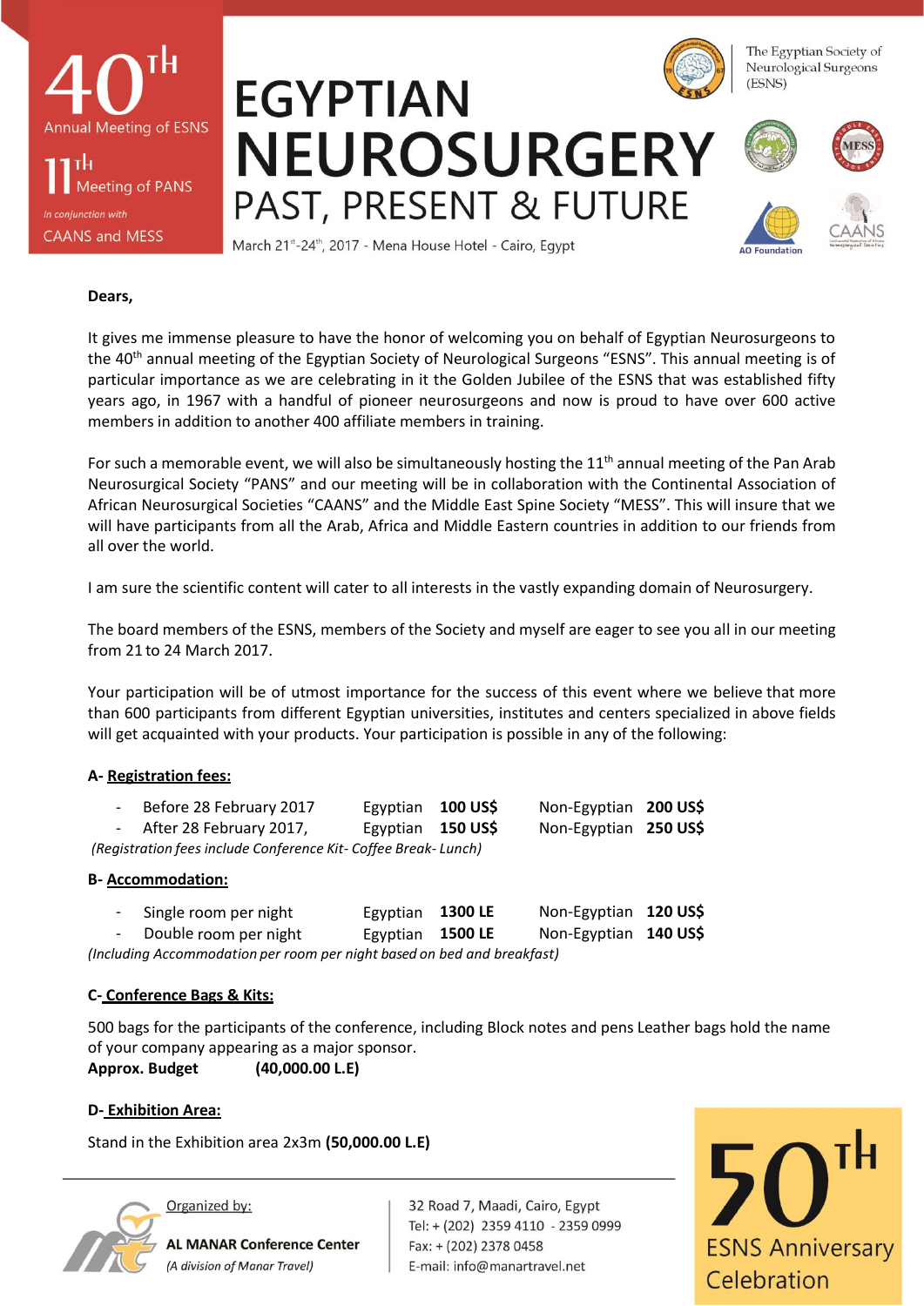40th Annual Meeting of ESNS

11th Meeting of PANS

*In conjunction with*

CAANS and MESS

# EGYPTIAN NEUROSURGERY

## PAST, PRESENT & FUTURE

March 21st-24th, 2017 - Mena House Hotel - Cairo, Egypt

The Egyptian Society of Neurological Surgeons (ESNS)

AO Foundation

**Dears,**

It gives me immense pleasure to have the honor of welcoming you on behalf of Egyptian Neurosurgeons to the 40th annual meeting of the Egyptian Society of Neurological Surgeons "ESNS". This annual meeting is of particular importance as we are celebrating in it the Golden Jubilee of the ESNS that was established fifty years ago, in 1967 with a handful of pioneer neurosurgeons and now is proud to have over 600 active members in addition to another 400 affiliate members in training.

For such a memorable event, we will also be simultaneously hosting the 11th annual meeting of the Pan Arab Neurosurgical Society "PANS" and our meeting will be in collaboration with the Continental Association of African Neurosurgical Societies "CAANS" and the Middle East Spine Society "MESS". This will insure that we will have participants from all the Arab, Africa and Middle Eastern countries in addition to our friends from all over the world.

I am sure the scientific content will cater to all interests in the vastly expanding domain of Neurosurgery.

The board members of the ESNS, members of the Society and myself are eager to see you all in our meeting from 21 to 24 March 2017.

Your participation will be of utmost importance for the success of this event where we believe that more than 600 participants from different Egyptian universities, institutes and centers specialized in above fields will get acquainted with your products. Your participation is possible in any of the following:

**A- Registration fees:**

- Before 28 February 2017 Egyptian **100 US$** Non-Egyptian **200 US$**
- After 28 February 2017, Egyptian **150 US$** Non-Egyptian **250 US$**

*(Registration fees include Conference Kit- Coffee Break- Lunch)*

**B- Accommodation:**

- Single room per night Egyptian **1300 LE** Non-Egyptian **120 US$**
- Double room per night Egyptian **1500 LE** Non-Egyptian **140 US$**

*(Including Accommodation per room per night based on bed and breakfast)*

**C- Conference Bags & Kits:**

500 bags for the participants of the conference, including Block notes and pens Leather bags hold the name of your company appearing as a major sponsor.

**Approx. Budget (40,000.00 L.E)**

**D- Exhibition Area:**

Stand in the Exhibition area 2x3m **(50,000.00 L.E)**

Organized by:

**AL MANAR Conference Center**

*(A division of Manar Travel)*

32 Road 7, Maadi, Cairo, Egypt
Tel: + (202) 2359 4110 - 2359 0999
Fax: + (202) 2378 0458
E-mail: info@manartravel.net

50th ESNS Anniversary Celebration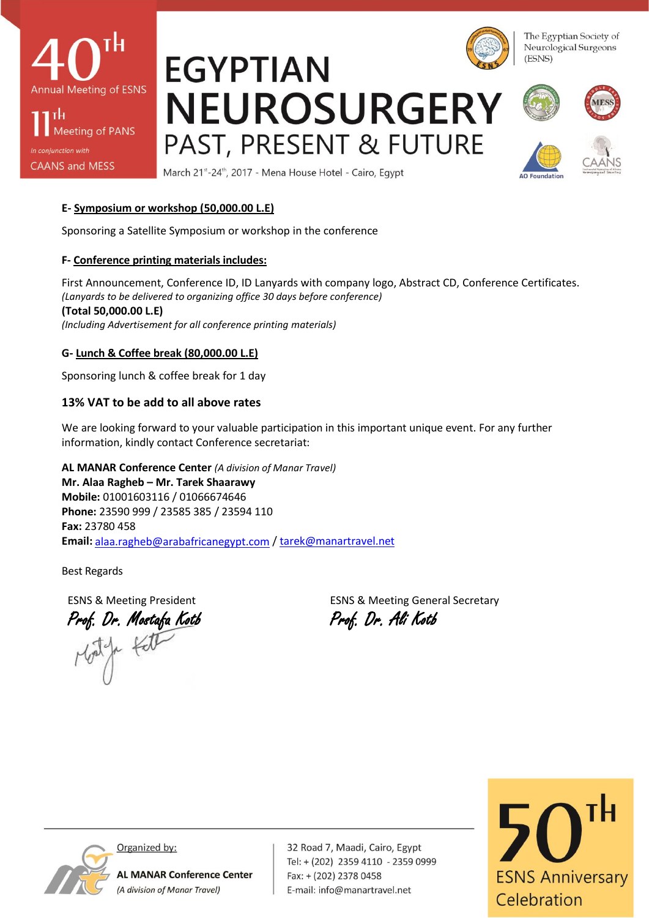**E- Symposium or workshop (50,000.00 L.E)**

Sponsoring a Satellite Symposium or workshop in the conference

**F- Conference printing materials includes:**

First Announcement, Conference ID, ID Lanyards with company logo, Abstract CD, Conference Certificates.
*(Lanyards to be delivered to organizing office 30 days before conference)*
**(Total 50,000.00 L.E)**
*(Including Advertisement for all conference printing materials)*

**G- Lunch & Coffee break (80,000.00 L.E)**

Sponsoring lunch & coffee break for 1 day

**13% VAT to be add to all above rates**

We are looking forward to your valuable participation in this important unique event. For any further information, kindly contact Conference secretariat:

**AL MANAR Conference Center** *(A division of Manar Travel)*
**Mr. Alaa Ragheb – Mr. Tarek Shaarawy**
**Mobile:** 01001603116 / 01066674646
**Phone:** 23590 999 / 23585 385 / 23594 110
**Fax:** 23780 458
**Email:** alaa.ragheb@arabafricanegypt.com / tarek@manartravel.net

Best Regards

ESNS & Meeting President
*Prof. Dr. Mostafa Kotb*

ESNS & Meeting General Secretary
*Prof. Dr. Ali Kotb*

Organized by:
**AL MANAR Conference Center**
*(A division of Manar Travel)*

32 Road 7, Maadi, Cairo, Egypt
Tel: + (202) 2359 4110 - 2359 0999
Fax: + (202) 2378 0458
E-mail: info@manartravel.net